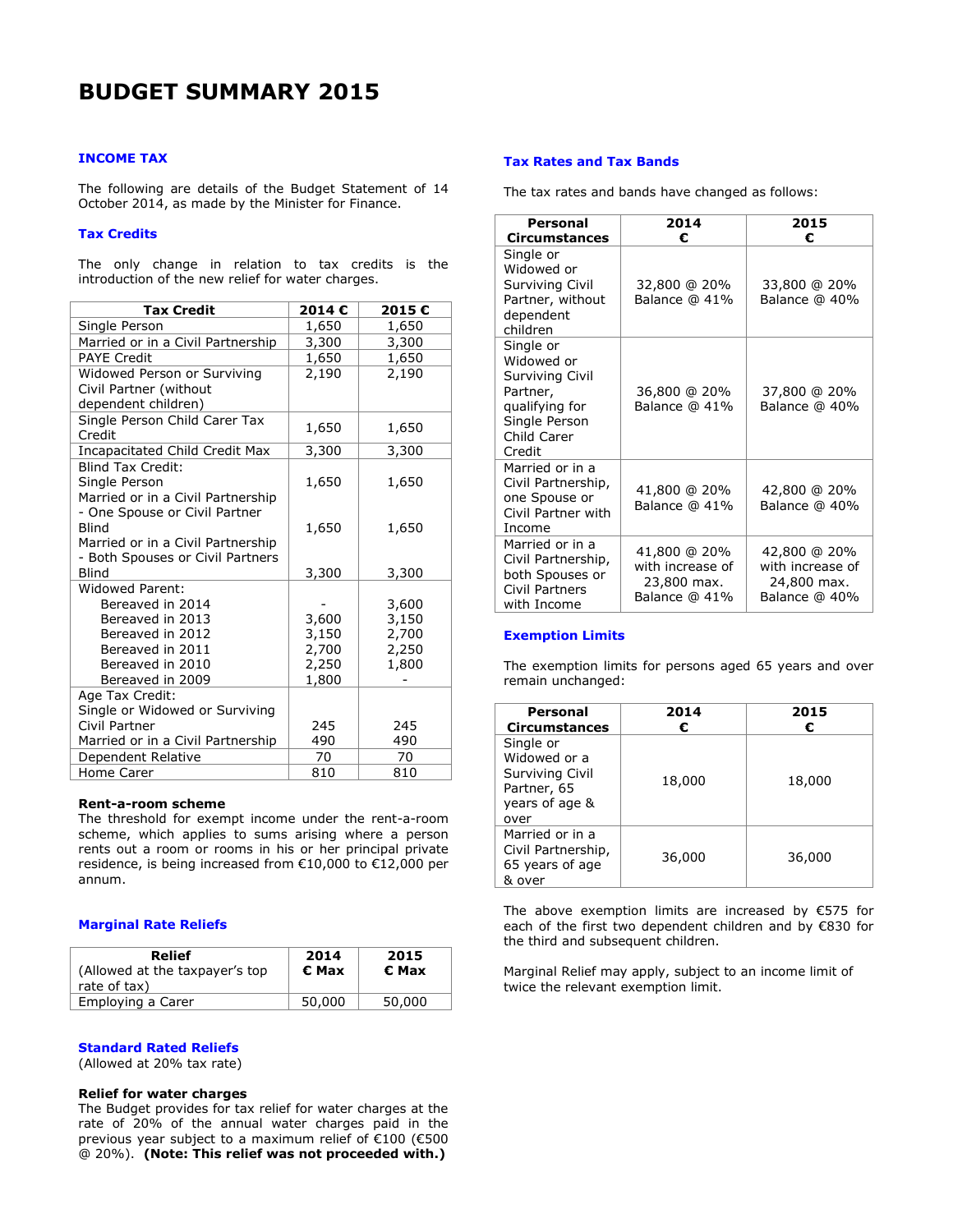# BUDGET SUMMARY 2015

## INCOME TAX

The following are details of the Budget Statement of 14 October 2014, as made by the Minister for Finance.

### Tax Credits

The only change in relation to tax credits is the introduction of the new relief for water charges.

| Tax Credit | 2014 € | 2015 € |
|---|---|---|
| Single Person | 1,650 | 1,650 |
| Married or in a Civil Partnership | 3,300 | 3,300 |
| PAYE Credit | 1,650 | 1,650 |
| Widowed Person or Surviving Civil Partner (without dependent children) | 2,190 | 2,190 |
| Single Person Child Carer Tax Credit | 1,650 | 1,650 |
| Incapacitated Child Credit Max | 3,300 | 3,300 |
| Blind Tax Credit: | | |
| Single Person | 1,650 | 1,650 |
| Married or in a Civil Partnership - One Spouse or Civil Partner Blind | 1,650 | 1,650 |
| Married or in a Civil Partnership - Both Spouses or Civil Partners Blind | 3,300 | 3,300 |
| Widowed Parent: | | |
| Bereaved in 2014 | - | 3,600 |
| Bereaved in 2013 | 3,600 | 3,150 |
| Bereaved in 2012 | 3,150 | 2,700 |
| Bereaved in 2011 | 2,700 | 2,250 |
| Bereaved in 2010 | 2,250 | 1,800 |
| Bereaved in 2009 | 1,800 | - |
| Age Tax Credit: | | |
| Single or Widowed or Surviving Civil Partner | 245 | 245 |
| Married or in a Civil Partnership | 490 | 490 |
| Dependent Relative | 70 | 70 |
| Home Carer | 810 | 810 |

**Rent-a-room scheme**
The threshold for exempt income under the rent-a-room scheme, which applies to sums arising where a person rents out a room or rooms in his or her principal private residence, is being increased from €10,000 to €12,000 per annum.

### Marginal Rate Reliefs

| Relief (Allowed at the taxpayer's top rate of tax) | 2014 € Max | 2015 € Max |
|---|---|---|
| Employing a Carer | 50,000 | 50,000 |

### Standard Rated Reliefs

(Allowed at 20% tax rate)

**Relief for water charges**
The Budget provides for tax relief for water charges at the rate of 20% of the annual water charges paid in the previous year subject to a maximum relief of €100 (€500 @ 20%). **(Note: This relief was not proceeded with.)**

### Tax Rates and Tax Bands

The tax rates and bands have changed as follows:

| Personal Circumstances | 2014 € | 2015 € |
|---|---|---|
| Single or Widowed or Surviving Civil Partner, without dependent children | 32,800 @ 20% Balance @ 41% | 33,800 @ 20% Balance @ 40% |
| Single or Widowed or Surviving Civil Partner, qualifying for Single Person Child Carer Credit | 36,800 @ 20% Balance @ 41% | 37,800 @ 20% Balance @ 40% |
| Married or in a Civil Partnership, one Spouse or Civil Partner with Income | 41,800 @ 20% Balance @ 41% | 42,800 @ 20% Balance @ 40% |
| Married or in a Civil Partnership, both Spouses or Civil Partners with Income | 41,800 @ 20% with increase of 23,800 max. Balance @ 41% | 42,800 @ 20% with increase of 24,800 max. Balance @ 40% |

### Exemption Limits

The exemption limits for persons aged 65 years and over remain unchanged:

| Personal Circumstances | 2014 € | 2015 € |
|---|---|---|
| Single or Widowed or a Surviving Civil Partner, 65 years of age & over | 18,000 | 18,000 |
| Married or in a Civil Partnership, 65 years of age & over | 36,000 | 36,000 |

The above exemption limits are increased by €575 for each of the first two dependent children and by €830 for the third and subsequent children.

Marginal Relief may apply, subject to an income limit of twice the relevant exemption limit.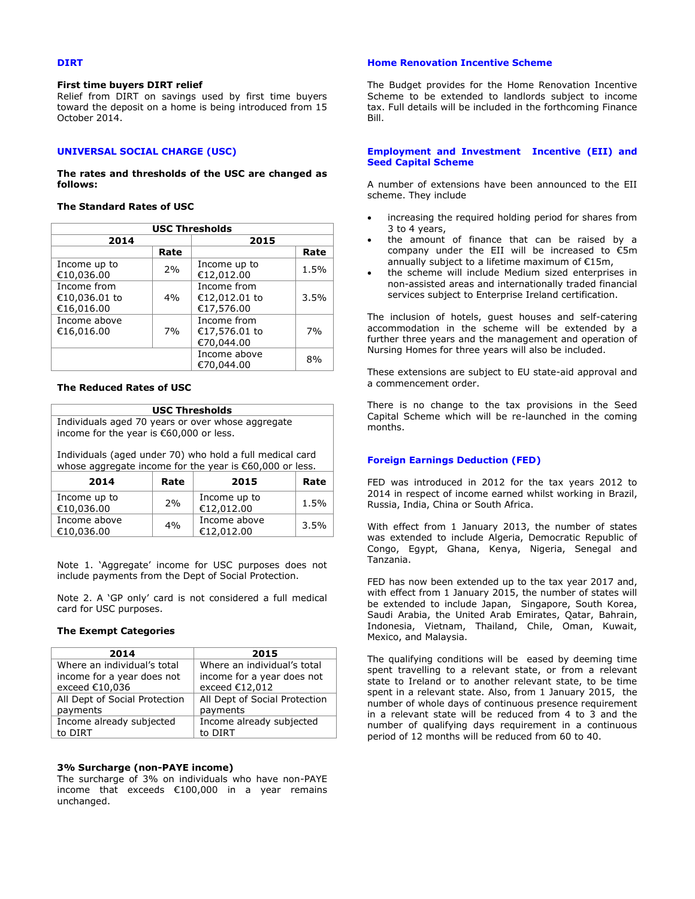## DIRT

**First time buyers DIRT relief**
Relief from DIRT on savings used by first time buyers toward the deposit on a home is being introduced from 15 October 2014.

## UNIVERSAL SOCIAL CHARGE (USC)

**The rates and thresholds of the USC are changed as follows:**

**The Standard Rates of USC**

| USC Thresholds | | | |
|---|---|---|---|
| 2014 | | 2015 | |
| | Rate | | Rate |
| Income up to €10,036.00 | 2% | Income up to €12,012.00 | 1.5% |
| Income from €10,036.01 to €16,016.00 | 4% | Income from €12,012.01 to €17,576.00 | 3.5% |
| Income above €16,016.00 | 7% | Income from €17,576.01 to €70,044.00 | 7% |
| | | Income above €70,044.00 | 8% |

**The Reduced Rates of USC**

| USC Thresholds | | | |
|---|---|---|---|
| Individuals aged 70 years or over whose aggregate income for the year is €60,000 or less.<br><br>Individuals (aged under 70) who hold a full medical card whose aggregate income for the year is €60,000 or less. | | | |
| **2014** | **Rate** | **2015** | **Rate** |
| Income up to €10,036.00 | 2% | Income up to €12,012.00 | 1.5% |
| Income above €10,036.00 | 4% | Income above €12,012.00 | 3.5% |

Note 1. 'Aggregate' income for USC purposes does not include payments from the Dept of Social Protection.

Note 2. A 'GP only' card is not considered a full medical card for USC purposes.

**The Exempt Categories**

| 2014 | 2015 |
|---|---|
| Where an individual's total income for a year does not exceed €10,036 | Where an individual's total income for a year does not exceed €12,012 |
| All Dept of Social Protection payments | All Dept of Social Protection payments |
| Income already subjected to DIRT | Income already subjected to DIRT |

**3% Surcharge (non-PAYE income)**
The surcharge of 3% on individuals who have non-PAYE income that exceeds €100,000 in a year remains unchanged.

## Home Renovation Incentive Scheme

The Budget provides for the Home Renovation Incentive Scheme to be extended to landlords subject to income tax. Full details will be included in the forthcoming Finance Bill.

## Employment and Investment Incentive (EII) and Seed Capital Scheme

A number of extensions have been announced to the EII scheme. They include

- increasing the required holding period for shares from 3 to 4 years,
- the amount of finance that can be raised by a company under the EII will be increased to €5m annually subject to a lifetime maximum of €15m,
- the scheme will include Medium sized enterprises in non-assisted areas and internationally traded financial services subject to Enterprise Ireland certification.

The inclusion of hotels, guest houses and self-catering accommodation in the scheme will be extended by a further three years and the management and operation of Nursing Homes for three years will also be included.

These extensions are subject to EU state-aid approval and a commencement order.

There is no change to the tax provisions in the Seed Capital Scheme which will be re-launched in the coming months.

## Foreign Earnings Deduction (FED)

FED was introduced in 2012 for the tax years 2012 to 2014 in respect of income earned whilst working in Brazil, Russia, India, China or South Africa.

With effect from 1 January 2013, the number of states was extended to include Algeria, Democratic Republic of Congo, Egypt, Ghana, Kenya, Nigeria, Senegal and Tanzania.

FED has now been extended up to the tax year 2017 and, with effect from 1 January 2015, the number of states will be extended to include Japan, Singapore, South Korea, Saudi Arabia, the United Arab Emirates, Qatar, Bahrain, Indonesia, Vietnam, Thailand, Chile, Oman, Kuwait, Mexico, and Malaysia.

The qualifying conditions will be eased by deeming time spent travelling to a relevant state, or from a relevant state to Ireland or to another relevant state, to be time spent in a relevant state. Also, from 1 January 2015, the number of whole days of continuous presence requirement in a relevant state will be reduced from 4 to 3 and the number of qualifying days requirement in a continuous period of 12 months will be reduced from 60 to 40.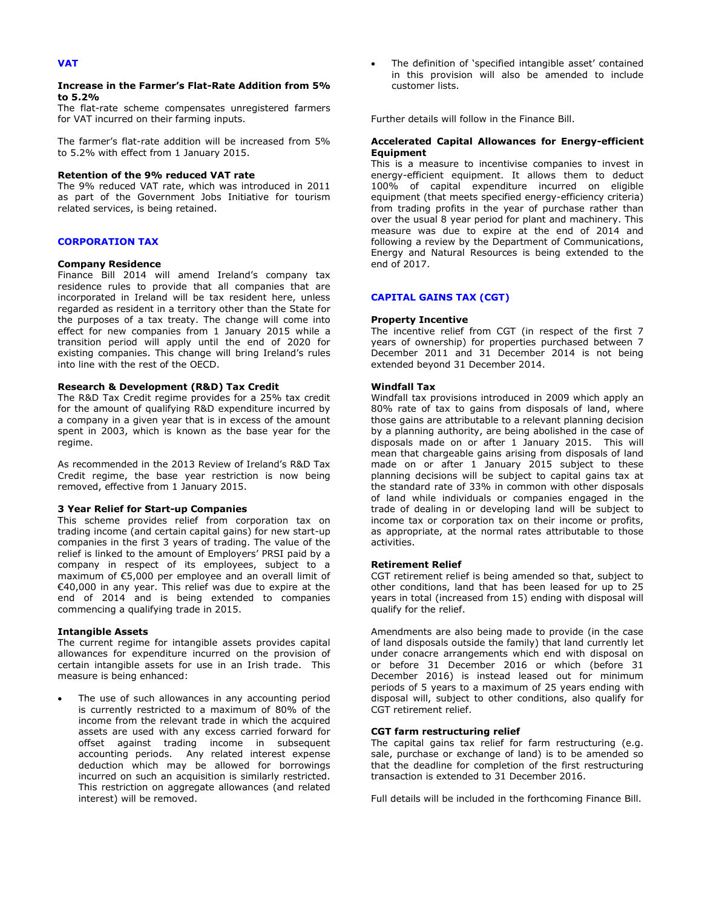## VAT

**Increase in the Farmer's Flat-Rate Addition from 5% to 5.2%**
The flat-rate scheme compensates unregistered farmers for VAT incurred on their farming inputs.

The farmer's flat-rate addition will be increased from 5% to 5.2% with effect from 1 January 2015.

**Retention of the 9% reduced VAT rate**
The 9% reduced VAT rate, which was introduced in 2011 as part of the Government Jobs Initiative for tourism related services, is being retained.

## CORPORATION TAX

**Company Residence**
Finance Bill 2014 will amend Ireland's company tax residence rules to provide that all companies that are incorporated in Ireland will be tax resident here, unless regarded as resident in a territory other than the State for the purposes of a tax treaty. The change will come into effect for new companies from 1 January 2015 while a transition period will apply until the end of 2020 for existing companies. This change will bring Ireland's rules into line with the rest of the OECD.

**Research & Development (R&D) Tax Credit**
The R&D Tax Credit regime provides for a 25% tax credit for the amount of qualifying R&D expenditure incurred by a company in a given year that is in excess of the amount spent in 2003, which is known as the base year for the regime.

As recommended in the 2013 Review of Ireland's R&D Tax Credit regime, the base year restriction is now being removed, effective from 1 January 2015.

**3 Year Relief for Start-up Companies**
This scheme provides relief from corporation tax on trading income (and certain capital gains) for new start-up companies in the first 3 years of trading. The value of the relief is linked to the amount of Employers' PRSI paid by a company in respect of its employees, subject to a maximum of €5,000 per employee and an overall limit of €40,000 in any year. This relief was due to expire at the end of 2014 and is being extended to companies commencing a qualifying trade in 2015.

**Intangible Assets**
The current regime for intangible assets provides capital allowances for expenditure incurred on the provision of certain intangible assets for use in an Irish trade. This measure is being enhanced:

- The use of such allowances in any accounting period is currently restricted to a maximum of 80% of the income from the relevant trade in which the acquired assets are used with any excess carried forward for offset against trading income in subsequent accounting periods. Any related interest expense deduction which may be allowed for borrowings incurred on such an acquisition is similarly restricted. This restriction on aggregate allowances (and related interest) will be removed.
- The definition of 'specified intangible asset' contained in this provision will also be amended to include customer lists.

Further details will follow in the Finance Bill.

**Accelerated Capital Allowances for Energy-efficient Equipment**
This is a measure to incentivise companies to invest in energy-efficient equipment. It allows them to deduct 100% of capital expenditure incurred on eligible equipment (that meets specified energy-efficiency criteria) from trading profits in the year of purchase rather than over the usual 8 year period for plant and machinery. This measure was due to expire at the end of 2014 and following a review by the Department of Communications, Energy and Natural Resources is being extended to the end of 2017.

## CAPITAL GAINS TAX (CGT)

**Property Incentive**
The incentive relief from CGT (in respect of the first 7 years of ownership) for properties purchased between 7 December 2011 and 31 December 2014 is not being extended beyond 31 December 2014.

**Windfall Tax**
Windfall tax provisions introduced in 2009 which apply an 80% rate of tax to gains from disposals of land, where those gains are attributable to a relevant planning decision by a planning authority, are being abolished in the case of disposals made on or after 1 January 2015. This will mean that chargeable gains arising from disposals of land made on or after 1 January 2015 subject to these planning decisions will be subject to capital gains tax at the standard rate of 33% in common with other disposals of land while individuals or companies engaged in the trade of dealing in or developing land will be subject to income tax or corporation tax on their income or profits, as appropriate, at the normal rates attributable to those activities.

**Retirement Relief**
CGT retirement relief is being amended so that, subject to other conditions, land that has been leased for up to 25 years in total (increased from 15) ending with disposal will qualify for the relief.

Amendments are also being made to provide (in the case of land disposals outside the family) that land currently let under conacre arrangements which end with disposal on or before 31 December 2016 or which (before 31 December 2016) is instead leased out for minimum periods of 5 years to a maximum of 25 years ending with disposal will, subject to other conditions, also qualify for CGT retirement relief.

**CGT farm restructuring relief**
The capital gains tax relief for farm restructuring (e.g. sale, purchase or exchange of land) is to be amended so that the deadline for completion of the first restructuring transaction is extended to 31 December 2016.

Full details will be included in the forthcoming Finance Bill.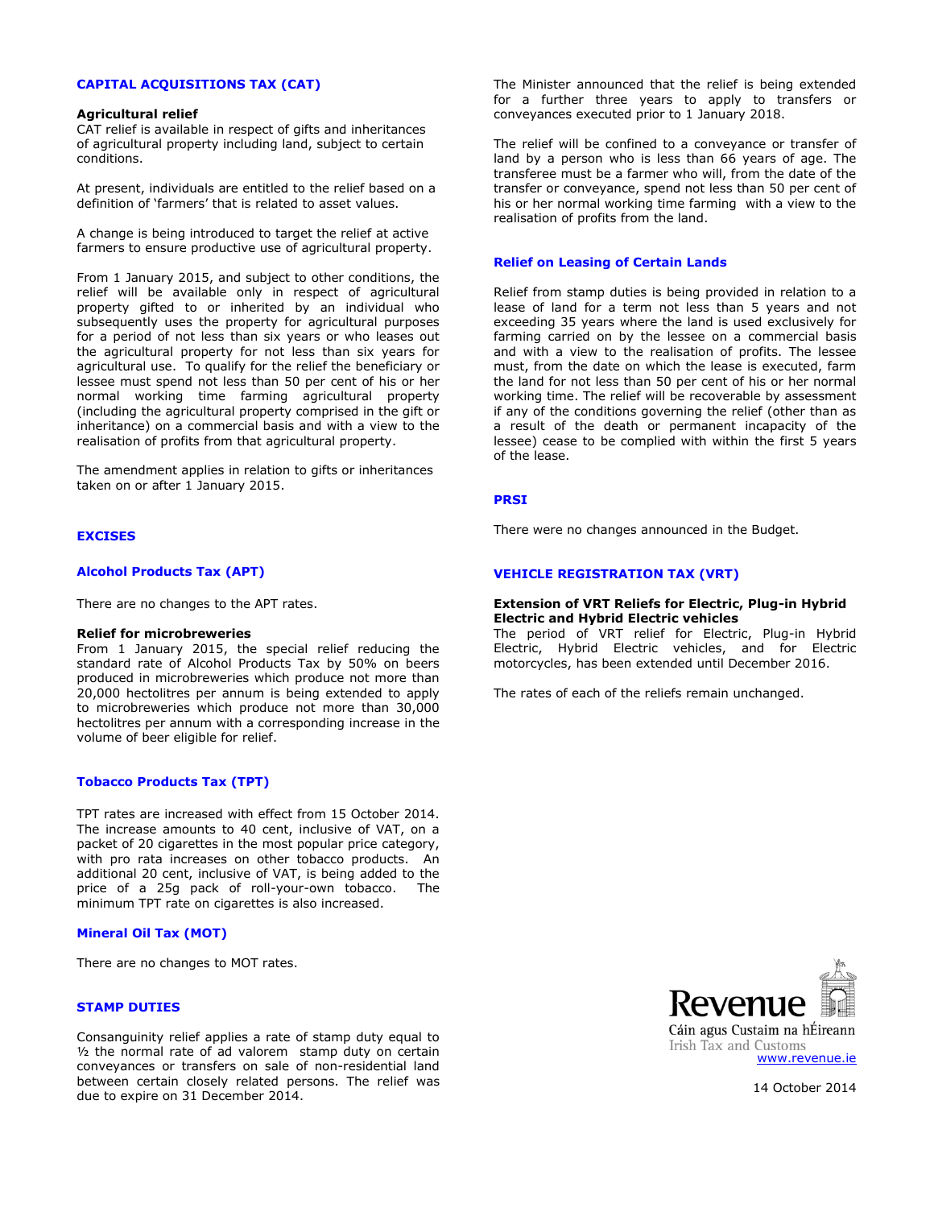## CAPITAL ACQUISITIONS TAX (CAT)

**Agricultural relief**
CAT relief is available in respect of gifts and inheritances of agricultural property including land, subject to certain conditions.

At present, individuals are entitled to the relief based on a definition of 'farmers' that is related to asset values.

A change is being introduced to target the relief at active farmers to ensure productive use of agricultural property.

From 1 January 2015, and subject to other conditions, the relief will be available only in respect of agricultural property gifted to or inherited by an individual who subsequently uses the property for agricultural purposes for a period of not less than six years or who leases out the agricultural property for not less than six years for agricultural use. To qualify for the relief the beneficiary or lessee must spend not less than 50 per cent of his or her normal working time farming agricultural property (including the agricultural property comprised in the gift or inheritance) on a commercial basis and with a view to the realisation of profits from that agricultural property.

The amendment applies in relation to gifts or inheritances taken on or after 1 January 2015.

## EXCISES

### Alcohol Products Tax (APT)

There are no changes to the APT rates.

**Relief for microbreweries**
From 1 January 2015, the special relief reducing the standard rate of Alcohol Products Tax by 50% on beers produced in microbreweries which produce not more than 20,000 hectolitres per annum is being extended to apply to microbreweries which produce not more than 30,000 hectolitres per annum with a corresponding increase in the volume of beer eligible for relief.

### Tobacco Products Tax (TPT)

TPT rates are increased with effect from 15 October 2014. The increase amounts to 40 cent, inclusive of VAT, on a packet of 20 cigarettes in the most popular price category, with pro rata increases on other tobacco products. An additional 20 cent, inclusive of VAT, is being added to the price of a 25g pack of roll-your-own tobacco. The minimum TPT rate on cigarettes is also increased.

### Mineral Oil Tax (MOT)

There are no changes to MOT rates.

## STAMP DUTIES

Consanguinity relief applies a rate of stamp duty equal to ½ the normal rate of ad valorem stamp duty on certain conveyances or transfers on sale of non-residential land between certain closely related persons. The relief was due to expire on 31 December 2014.

The Minister announced that the relief is being extended for a further three years to apply to transfers or conveyances executed prior to 1 January 2018.

The relief will be confined to a conveyance or transfer of land by a person who is less than 66 years of age. The transferee must be a farmer who will, from the date of the transfer or conveyance, spend not less than 50 per cent of his or her normal working time farming with a view to the realisation of profits from the land.

### Relief on Leasing of Certain Lands

Relief from stamp duties is being provided in relation to a lease of land for a term not less than 5 years and not exceeding 35 years where the land is used exclusively for farming carried on by the lessee on a commercial basis and with a view to the realisation of profits. The lessee must, from the date on which the lease is executed, farm the land for not less than 50 per cent of his or her normal working time. The relief will be recoverable by assessment if any of the conditions governing the relief (other than as a result of the death or permanent incapacity of the lessee) cease to be complied with within the first 5 years of the lease.

## PRSI

There were no changes announced in the Budget.

## VEHICLE REGISTRATION TAX (VRT)

**Extension of VRT Reliefs for Electric, Plug-in Hybrid Electric and Hybrid Electric vehicles**
The period of VRT relief for Electric, Plug-in Hybrid Electric, Hybrid Electric vehicles, and for Electric motorcycles, has been extended until December 2016.

The rates of each of the reliefs remain unchanged.

Revenue
Cáin agus Custaim na hÉireann
Irish Tax and Customs
www.revenue.ie

14 October 2014